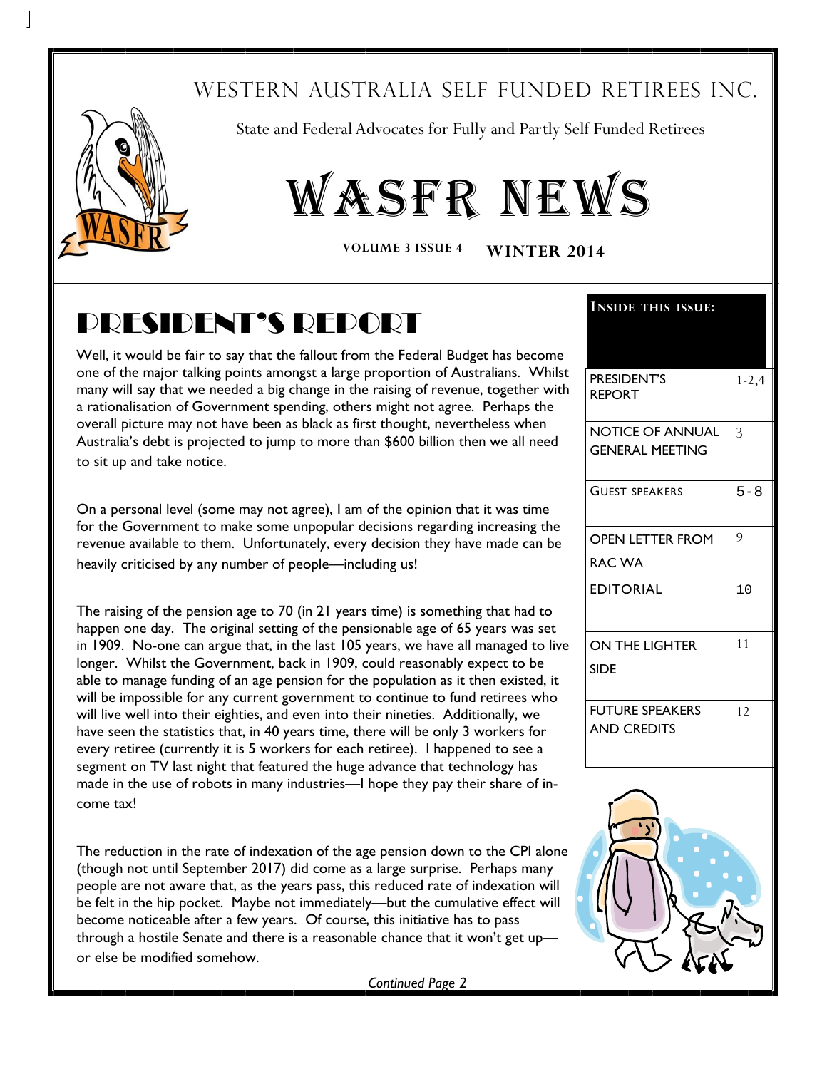# WESTERN AUSTRALIA SELF FUNDED RETIREES INC.

State and Federal Advocates for Fully and Partly Self Funded Retirees

# WASFR NEWS

**VOLUME 3 ISSUE 4** **WINTER 2014**

| INSIDE THIS ISSUE: | |
|---|---|
| PRESIDENT'S REPORT | 1-2,4 |
| NOTICE OF ANNUAL GENERAL MEETING | 3 |
| GUEST SPEAKERS | 5-8 |
| OPEN LETTER FROM RAC WA | 9 |
| EDITORIAL | 10 |
| ON THE LIGHTER SIDE | 11 |
| FUTURE SPEAKERS AND CREDITS | 12 |

## PRESIDENT'S REPORT

Well, it would be fair to say that the fallout from the Federal Budget has become one of the major talking points amongst a large proportion of Australians. Whilst many will say that we needed a big change in the raising of revenue, together with a rationalisation of Government spending, others might not agree. Perhaps the overall picture may not have been as black as first thought, nevertheless when Australia's debt is projected to jump to more than $600 billion then we all need to sit up and take notice.

On a personal level (some may not agree), I am of the opinion that it was time for the Government to make some unpopular decisions regarding increasing the revenue available to them. Unfortunately, every decision they have made can be heavily criticised by any number of people—including us!

The raising of the pension age to 70 (in 21 years time) is something that had to happen one day. The original setting of the pensionable age of 65 years was set in 1909. No-one can argue that, in the last 105 years, we have all managed to live longer. Whilst the Government, back in 1909, could reasonably expect to be able to manage funding of an age pension for the population as it then existed, it will be impossible for any current government to continue to fund retirees who will live well into their eighties, and even into their nineties. Additionally, we have seen the statistics that, in 40 years time, there will be only 3 workers for every retiree (currently it is 5 workers for each retiree). I happened to see a segment on TV last night that featured the huge advance that technology has made in the use of robots in many industries—I hope they pay their share of income tax!

The reduction in the rate of indexation of the age pension down to the CPI alone (though not until September 2017) did come as a large surprise. Perhaps many people are not aware that, as the years pass, this reduced rate of indexation will be felt in the hip pocket. Maybe not immediately—but the cumulative effect will become noticeable after a few years. Of course, this initiative has to pass through a hostile Senate and there is a reasonable chance that it won't get up—or else be modified somehow.

*Continued Page 2*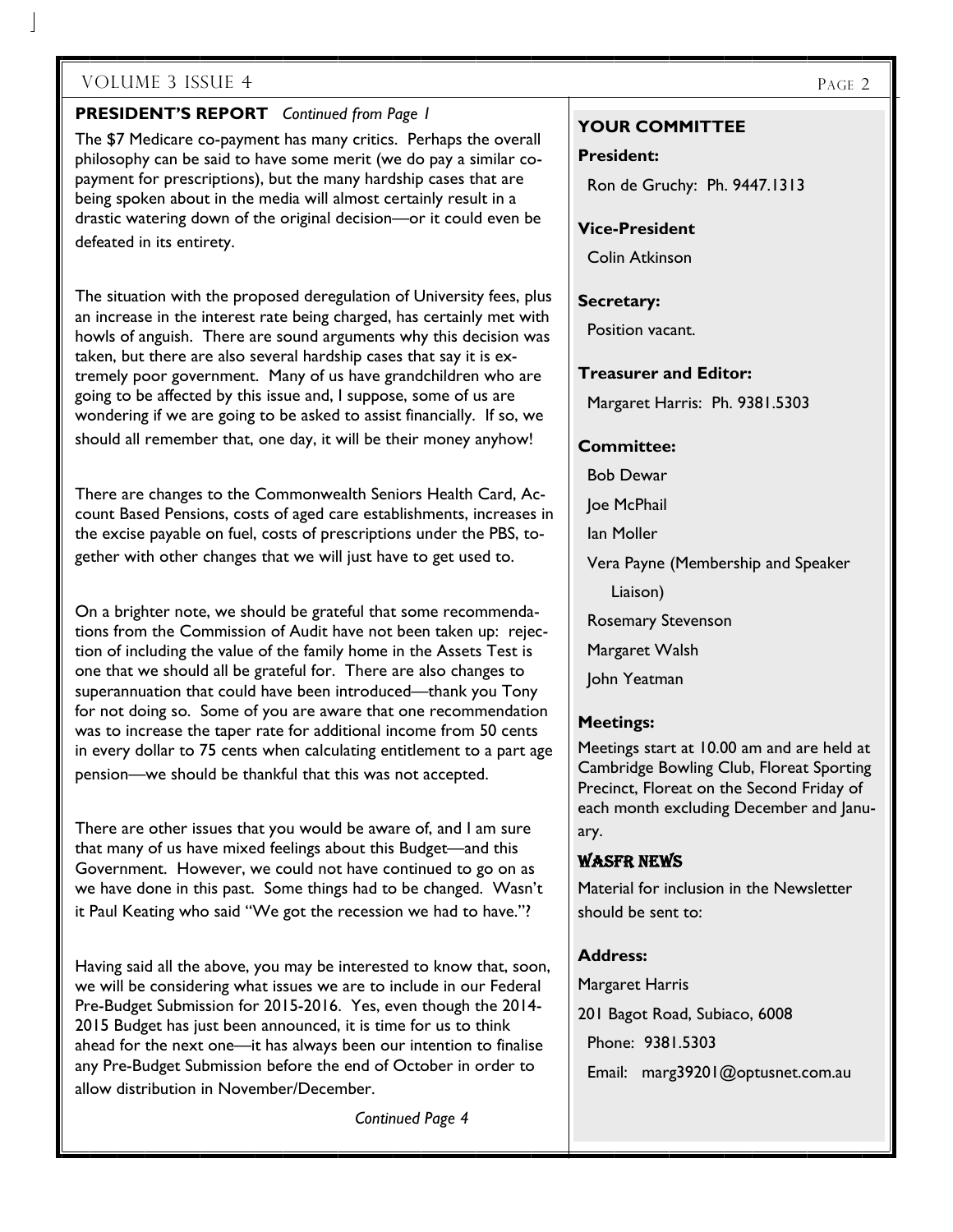**PRESIDENT'S REPORT** *Continued from Page 1*

The $7 Medicare co-payment has many critics. Perhaps the overall philosophy can be said to have some merit (we do pay a similar co-payment for prescriptions), but the many hardship cases that are being spoken about in the media will almost certainly result in a drastic watering down of the original decision—or it could even be defeated in its entirety.

The situation with the proposed deregulation of University fees, plus an increase in the interest rate being charged, has certainly met with howls of anguish. There are sound arguments why this decision was taken, but there are also several hardship cases that say it is extremely poor government. Many of us have grandchildren who are going to be affected by this issue and, I suppose, some of us are wondering if we are going to be asked to assist financially. If so, we should all remember that, one day, it will be their money anyhow!

There are changes to the Commonwealth Seniors Health Card, Account Based Pensions, costs of aged care establishments, increases in the excise payable on fuel, costs of prescriptions under the PBS, together with other changes that we will just have to get used to.

On a brighter note, we should be grateful that some recommendations from the Commission of Audit have not been taken up: rejection of including the value of the family home in the Assets Test is one that we should all be grateful for. There are also changes to superannuation that could have been introduced—thank you Tony for not doing so. Some of you are aware that one recommendation was to increase the taper rate for additional income from 50 cents in every dollar to 75 cents when calculating entitlement to a part age pension—we should be thankful that this was not accepted.

There are other issues that you would be aware of, and I am sure that many of us have mixed feelings about this Budget—and this Government. However, we could not have continued to go on as we have done in this past. Some things had to be changed. Wasn't it Paul Keating who said "We got the recession we had to have."?

Having said all the above, you may be interested to know that, soon, we will be considering what issues we are to include in our Federal Pre-Budget Submission for 2015-2016. Yes, even though the 2014-2015 Budget has just been announced, it is time for us to think ahead for the next one—it has always been our intention to finalise any Pre-Budget Submission before the end of October in order to allow distribution in November/December.

*Continued Page 4*

## YOUR COMMITTEE

**President:**

Ron de Gruchy: Ph. 9447.1313

**Vice-President**

Colin Atkinson

**Secretary:**

Position vacant.

**Treasurer and Editor:**

Margaret Harris: Ph. 9381.5303

**Committee:**

Bob Dewar

Joe McPhail

Ian Moller

Vera Payne (Membership and Speaker Liaison)

Rosemary Stevenson

Margaret Walsh

John Yeatman

**Meetings:**

Meetings start at 10.00 am and are held at Cambridge Bowling Club, Floreat Sporting Precinct, Floreat on the Second Friday of each month excluding December and January.

## WASFR NEWS

Material for inclusion in the Newsletter should be sent to:

**Address:**

Margaret Harris

201 Bagot Road, Subiaco, 6008

Phone: 9381.5303

Email: marg39201@optusnet.com.au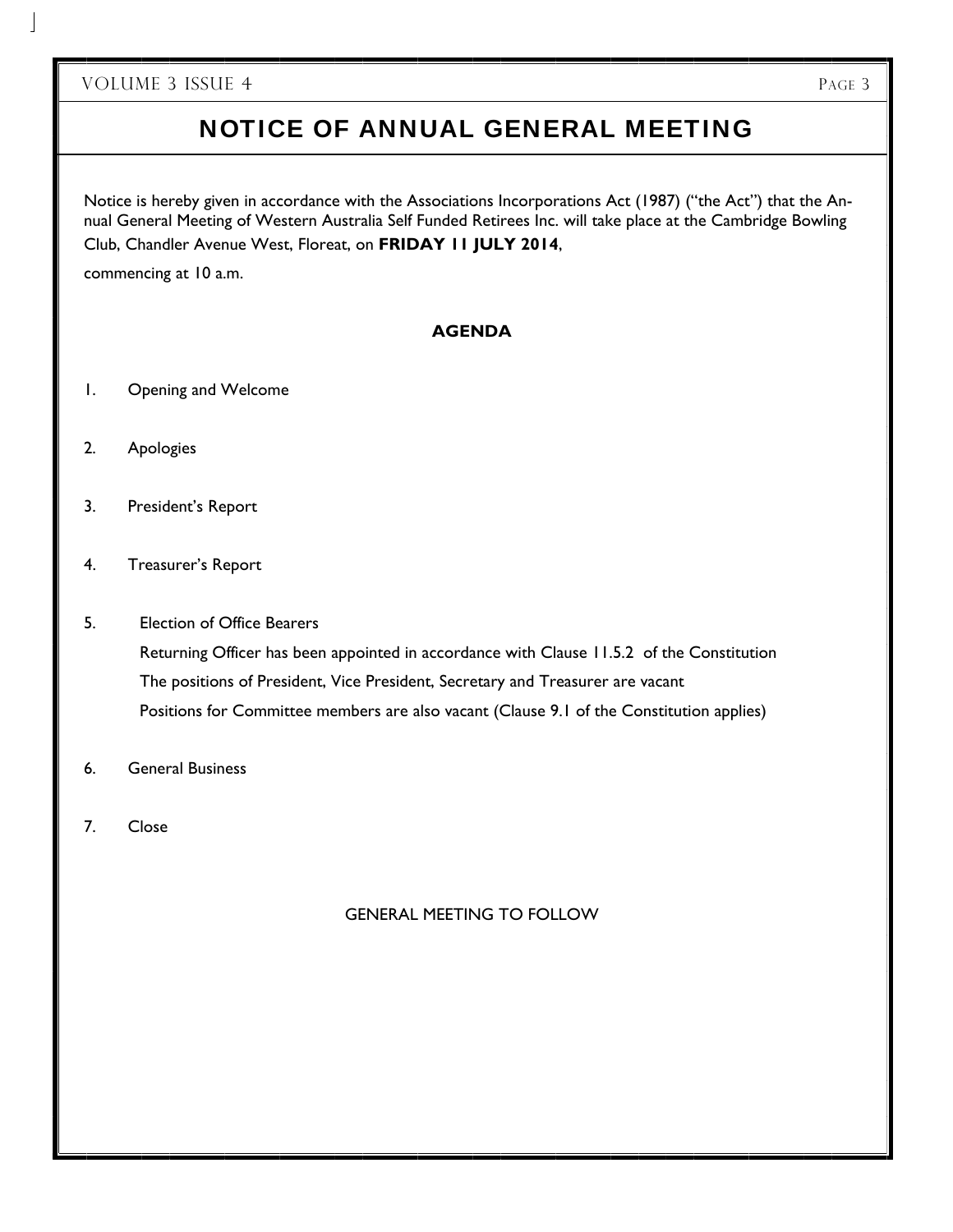# NOTICE OF ANNUAL GENERAL MEETING

Notice is hereby given in accordance with the Associations Incorporations Act (1987) ("the Act") that the Annual General Meeting of Western Australia Self Funded Retirees Inc. will take place at the Cambridge Bowling Club, Chandler Avenue West, Floreat, on **FRIDAY 11 JULY 2014**,

commencing at 10 a.m.

**AGENDA**

1. Opening and Welcome

2. Apologies

3. President's Report

4. Treasurer's Report

5. Election of Office Bearers

   Returning Officer has been appointed in accordance with Clause 11.5.2 of the Constitution

   The positions of President, Vice President, Secretary and Treasurer are vacant

   Positions for Committee members are also vacant (Clause 9.1 of the Constitution applies)

6. General Business

7. Close

GENERAL MEETING TO FOLLOW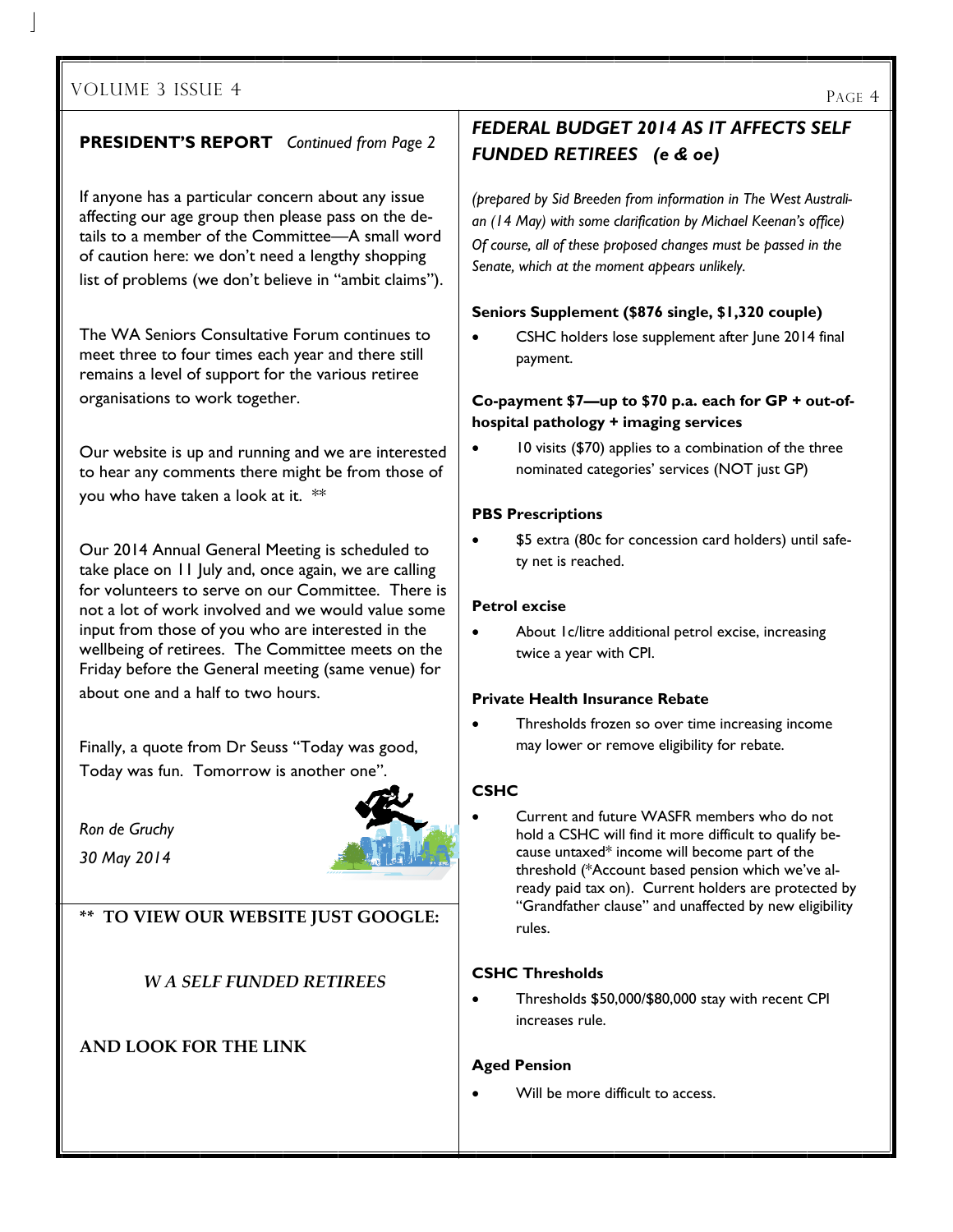## PRESIDENT'S REPORT *Continued from Page 2*

If anyone has a particular concern about any issue affecting our age group then please pass on the details to a member of the Committee—A small word of caution here: we don't need a lengthy shopping list of problems (we don't believe in "ambit claims").

The WA Seniors Consultative Forum continues to meet three to four times each year and there still remains a level of support for the various retiree organisations to work together.

Our website is up and running and we are interested to hear any comments there might be from those of you who have taken a look at it. **

Our 2014 Annual General Meeting is scheduled to take place on 11 July and, once again, we are calling for volunteers to serve on our Committee. There is not a lot of work involved and we would value some input from those of you who are interested in the wellbeing of retirees. The Committee meets on the Friday before the General meeting (same venue) for about one and a half to two hours.

Finally, a quote from Dr Seuss "Today was good, Today was fun. Tomorrow is another one".

*Ron de Gruchy*

*30 May 2014*

**** TO VIEW OUR WEBSITE JUST GOOGLE:**

***W A SELF FUNDED RETIREES***

**AND LOOK FOR THE LINK**

## *FEDERAL BUDGET 2014 AS IT AFFECTS SELF FUNDED RETIREES (e & oe)*

*(prepared by Sid Breeden from information in The West Australian (14 May) with some clarification by Michael Keenan's office) Of course, all of these proposed changes must be passed in the Senate, which at the moment appears unlikely.*

**Seniors Supplement ($876 single, $1,320 couple)**

- CSHC holders lose supplement after June 2014 final payment.

**Co-payment $7—up to $70 p.a. each for GP + out-of-hospital pathology + imaging services**

- 10 visits ($70) applies to a combination of the three nominated categories' services (NOT just GP)

**PBS Prescriptions**

- $5 extra (80c for concession card holders) until safety net is reached.

**Petrol excise**

- About 1c/litre additional petrol excise, increasing twice a year with CPI.

**Private Health Insurance Rebate**

- Thresholds frozen so over time increasing income may lower or remove eligibility for rebate.

**CSHC**

- Current and future WASFR members who do not hold a CSHC will find it more difficult to qualify because untaxed* income will become part of the threshold (*Account based pension which we've already paid tax on). Current holders are protected by "Grandfather clause" and unaffected by new eligibility rules.

**CSHC Thresholds**

- Thresholds $50,000/$80,000 stay with recent CPI increases rule.

**Aged Pension**

- Will be more difficult to access.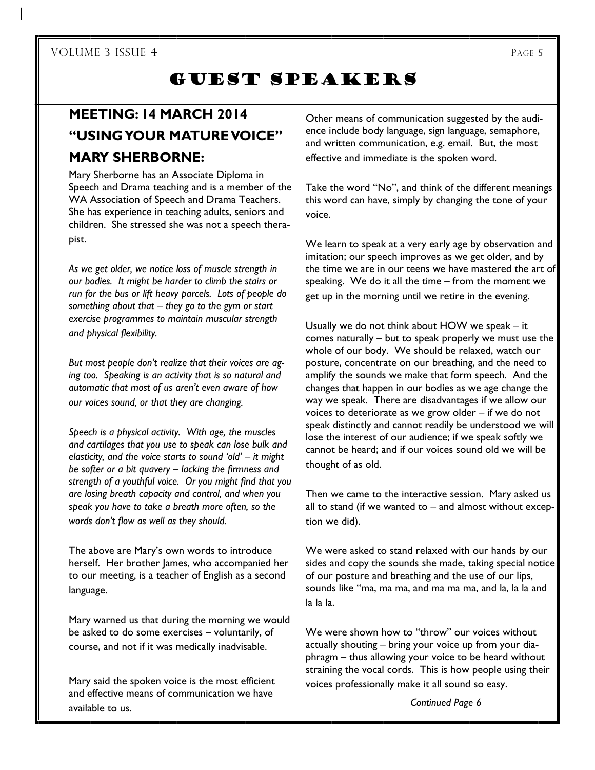# GUEST SPEAKERS

## MEETING: 14 MARCH 2014

## "USING YOUR MATURE VOICE"

## MARY SHERBORNE:

Mary Sherborne has an Associate Diploma in Speech and Drama teaching and is a member of the WA Association of Speech and Drama Teachers. She has experience in teaching adults, seniors and children. She stressed she was not a speech therapist.

*As we get older, we notice loss of muscle strength in our bodies. It might be harder to climb the stairs or run for the bus or lift heavy parcels. Lots of people do something about that – they go to the gym or start exercise programmes to maintain muscular strength and physical flexibility.*

*But most people don't realize that their voices are aging too. Speaking is an activity that is so natural and automatic that most of us aren't even aware of how our voices sound, or that they are changing.*

*Speech is a physical activity. With age, the muscles and cartilages that you use to speak can lose bulk and elasticity, and the voice starts to sound 'old' – it might be softer or a bit quavery – lacking the firmness and strength of a youthful voice. Or you might find that you are losing breath capacity and control, and when you speak you have to take a breath more often, so the words don't flow as well as they should.*

The above are Mary's own words to introduce herself. Her brother James, who accompanied her to our meeting, is a teacher of English as a second language.

Mary warned us that during the morning we would be asked to do some exercises – voluntarily, of course, and not if it was medically inadvisable.

Mary said the spoken voice is the most efficient and effective means of communication we have available to us.

Other means of communication suggested by the audience include body language, sign language, semaphore, and written communication, e.g. email. But, the most effective and immediate is the spoken word.

Take the word "No", and think of the different meanings this word can have, simply by changing the tone of your voice.

We learn to speak at a very early age by observation and imitation; our speech improves as we get older, and by the time we are in our teens we have mastered the art of speaking. We do it all the time – from the moment we get up in the morning until we retire in the evening.

Usually we do not think about HOW we speak – it comes naturally – but to speak properly we must use the whole of our body. We should be relaxed, watch our posture, concentrate on our breathing, and the need to amplify the sounds we make that form speech. And the changes that happen in our bodies as we age change the way we speak. There are disadvantages if we allow our voices to deteriorate as we grow older – if we do not speak distinctly and cannot readily be understood we will lose the interest of our audience; if we speak softly we cannot be heard; and if our voices sound old we will be thought of as old.

Then we came to the interactive session. Mary asked us all to stand (if we wanted to – and almost without exception we did).

We were asked to stand relaxed with our hands by our sides and copy the sounds she made, taking special notice of our posture and breathing and the use of our lips, sounds like "ma, ma ma, and ma ma ma, and la, la la and la la la.

We were shown how to "throw" our voices without actually shouting – bring your voice up from your diaphragm – thus allowing your voice to be heard without straining the vocal cords. This is how people using their voices professionally make it all sound so easy.

*Continued Page 6*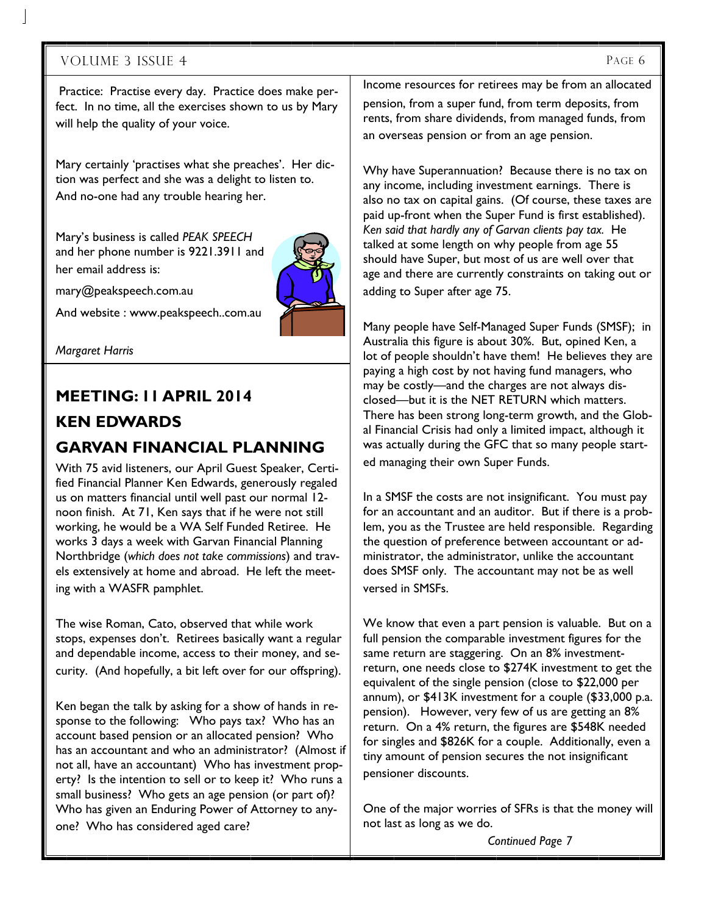Practice: Practise every day. Practice does make perfect. In no time, all the exercises shown to us by Mary will help the quality of your voice.

Mary certainly 'practises what she preaches'. Her diction was perfect and she was a delight to listen to. And no-one had any trouble hearing her.

Mary's business is called *PEAK SPEECH* and her phone number is 9221.3911 and her email address is:

mary@peakspeech.com.au

And website : www.peakspeech..com.au

*Margaret Harris*

## MEETING: 11 APRIL 2014
## KEN EDWARDS
## GARVAN FINANCIAL PLANNING

With 75 avid listeners, our April Guest Speaker, Certified Financial Planner Ken Edwards, generously regaled us on matters financial until well past our normal 12-noon finish. At 71, Ken says that if he were not still working, he would be a WA Self Funded Retiree. He works 3 days a week with Garvan Financial Planning Northbridge (*which does not take commissions*) and travels extensively at home and abroad. He left the meeting with a WASFR pamphlet.

The wise Roman, Cato, observed that while work stops, expenses don't. Retirees basically want a regular and dependable income, access to their money, and security. (And hopefully, a bit left over for our offspring).

Ken began the talk by asking for a show of hands in response to the following: Who pays tax? Who has an account based pension or an allocated pension? Who has an accountant and who an administrator? (Almost if not all, have an accountant) Who has investment property? Is the intention to sell or to keep it? Who runs a small business? Who gets an age pension (or part of)? Who has given an Enduring Power of Attorney to anyone? Who has considered aged care?

Income resources for retirees may be from an allocated pension, from a super fund, from term deposits, from rents, from share dividends, from managed funds, from an overseas pension or from an age pension.

Why have Superannuation? Because there is no tax on any income, including investment earnings. There is also no tax on capital gains. (Of course, these taxes are paid up-front when the Super Fund is first established). *Ken said that hardly any of Garvan clients pay tax.* He talked at some length on why people from age 55 should have Super, but most of us are well over that age and there are currently constraints on taking out or adding to Super after age 75.

Many people have Self-Managed Super Funds (SMSF); in Australia this figure is about 30%. But, opined Ken, a lot of people shouldn't have them! He believes they are paying a high cost by not having fund managers, who may be costly—and the charges are not always disclosed—but it is the NET RETURN which matters. There has been strong long-term growth, and the Global Financial Crisis had only a limited impact, although it was actually during the GFC that so many people started managing their own Super Funds.

In a SMSF the costs are not insignificant. You must pay for an accountant and an auditor. But if there is a problem, you as the Trustee are held responsible. Regarding the question of preference between accountant or administrator, the administrator, unlike the accountant does SMSF only. The accountant may not be as well versed in SMSFs.

We know that even a part pension is valuable. But on a full pension the comparable investment figures for the same return are staggering. On an 8% investment-return, one needs close to $274K investment to get the equivalent of the single pension (close to $22,000 per annum), or $413K investment for a couple ($33,000 p.a. pension). However, very few of us are getting an 8% return. On a 4% return, the figures are $548K needed for singles and $826K for a couple. Additionally, even a tiny amount of pension secures the not insignificant pensioner discounts.

One of the major worries of SFRs is that the money will not last as long as we do.

*Continued Page 7*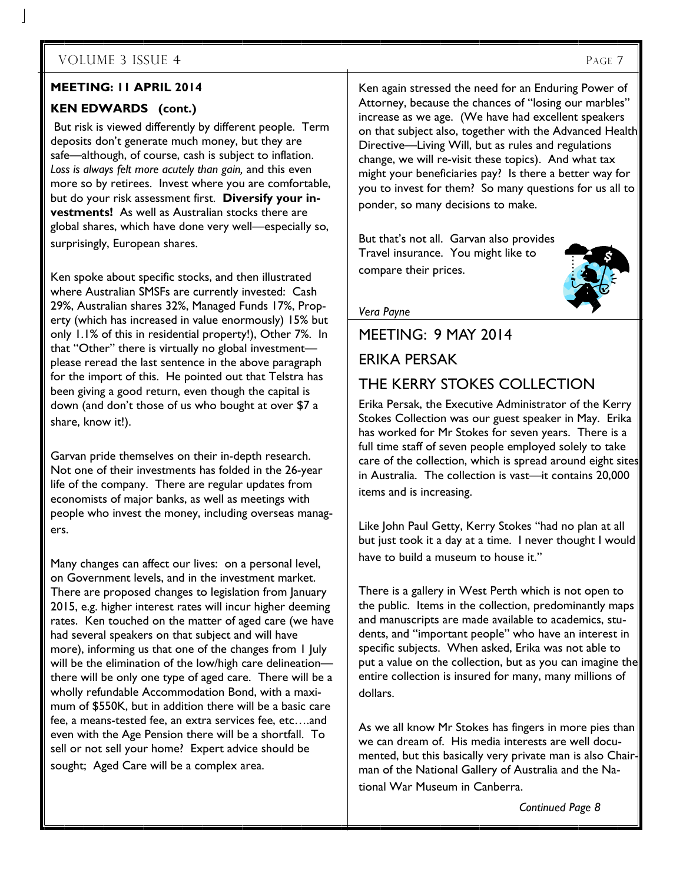## MEETING: 11 APRIL 2014

### KEN EDWARDS (cont.)

But risk is viewed differently by different people. Term deposits don't generate much money, but they are safe—although, of course, cash is subject to inflation. *Loss is always felt more acutely than gain,* and this even more so by retirees. Invest where you are comfortable, but do your risk assessment first. **Diversify your investments!** As well as Australian stocks there are global shares, which have done very well—especially so, surprisingly, European shares.

Ken spoke about specific stocks, and then illustrated where Australian SMSFs are currently invested: Cash 29%, Australian shares 32%, Managed Funds 17%, Property (which has increased in value enormously) 15% but only 1.1% of this in residential property!), Other 7%. In that "Other" there is virtually no global investment—please reread the last sentence in the above paragraph for the import of this. He pointed out that Telstra has been giving a good return, even though the capital is down (and don't those of us who bought at over $7 a share, know it!).

Garvan pride themselves on their in-depth research. Not one of their investments has folded in the 26-year life of the company. There are regular updates from economists of major banks, as well as meetings with people who invest the money, including overseas managers.

Many changes can affect our lives: on a personal level, on Government levels, and in the investment market. There are proposed changes to legislation from January 2015, e.g. higher interest rates will incur higher deeming rates. Ken touched on the matter of aged care (we have had several speakers on that subject and will have more), informing us that one of the changes from 1 July will be the elimination of the low/high care delineation—there will be only one type of aged care. There will be a wholly refundable Accommodation Bond, with a maximum of $550K, but in addition there will be a basic care fee, a means-tested fee, an extra services fee, etc….and even with the Age Pension there will be a shortfall. To sell or not sell your home? Expert advice should be sought; Aged Care will be a complex area.

Ken again stressed the need for an Enduring Power of Attorney, because the chances of "losing our marbles" increase as we age. (We have had excellent speakers on that subject also, together with the Advanced Health Directive—Living Will, but as rules and regulations change, we will re-visit these topics). And what tax might your beneficiaries pay? Is there a better way for you to invest for them? So many questions for us all to ponder, so many decisions to make.

But that's not all. Garvan also provides Travel insurance. You might like to compare their prices.

*Vera Payne*

## MEETING: 9 MAY 2014

## ERIKA PERSAK

## THE KERRY STOKES COLLECTION

Erika Persak, the Executive Administrator of the Kerry Stokes Collection was our guest speaker in May. Erika has worked for Mr Stokes for seven years. There is a full time staff of seven people employed solely to take care of the collection, which is spread around eight sites in Australia. The collection is vast—it contains 20,000 items and is increasing.

Like John Paul Getty, Kerry Stokes "had no plan at all but just took it a day at a time. I never thought I would have to build a museum to house it."

There is a gallery in West Perth which is not open to the public. Items in the collection, predominantly maps and manuscripts are made available to academics, students, and "important people" who have an interest in specific subjects. When asked, Erika was not able to put a value on the collection, but as you can imagine the entire collection is insured for many, many millions of dollars.

As we all know Mr Stokes has fingers in more pies than we can dream of. His media interests are well documented, but this basically very private man is also Chairman of the National Gallery of Australia and the National War Museum in Canberra.

*Continued Page 8*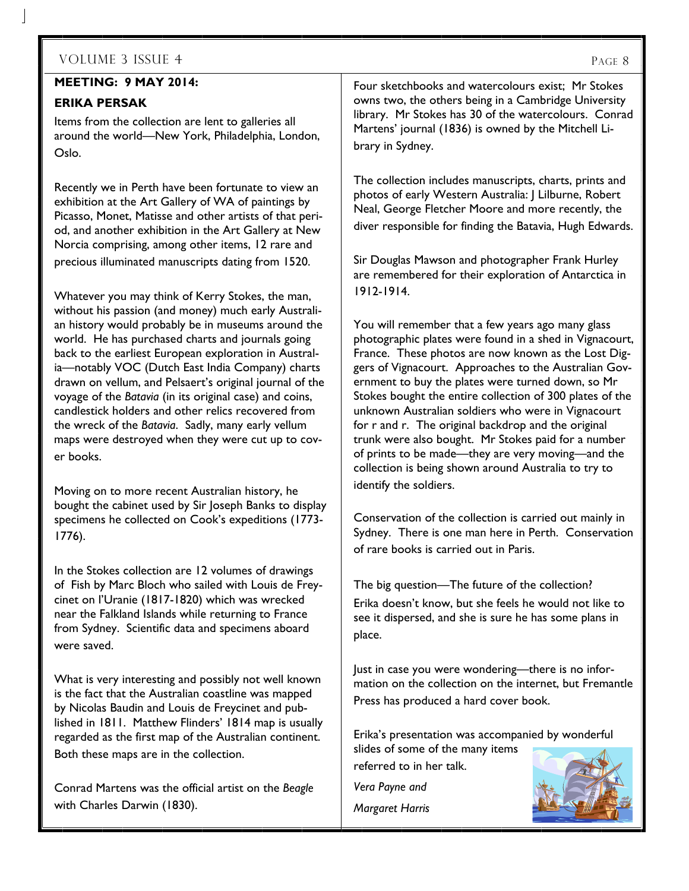**MEETING: 9 MAY 2014:**

**ERIKA PERSAK**

Items from the collection are lent to galleries all around the world—New York, Philadelphia, London, Oslo.

Recently we in Perth have been fortunate to view an exhibition at the Art Gallery of WA of paintings by Picasso, Monet, Matisse and other artists of that period, and another exhibition in the Art Gallery at New Norcia comprising, among other items, 12 rare and precious illuminated manuscripts dating from 1520.

Whatever you may think of Kerry Stokes, the man, without his passion (and money) much early Australian history would probably be in museums around the world. He has purchased charts and journals going back to the earliest European exploration in Australia—notably VOC (Dutch East India Company) charts drawn on vellum, and Pelsaert's original journal of the voyage of the *Batavia* (in its original case) and coins, candlestick holders and other relics recovered from the wreck of the *Batavia*. Sadly, many early vellum maps were destroyed when they were cut up to cover books.

Moving on to more recent Australian history, he bought the cabinet used by Sir Joseph Banks to display specimens he collected on Cook's expeditions (1773-1776).

In the Stokes collection are 12 volumes of drawings of Fish by Marc Bloch who sailed with Louis de Freycinet on l'Uranie (1817-1820) which was wrecked near the Falkland Islands while returning to France from Sydney. Scientific data and specimens aboard were saved.

What is very interesting and possibly not well known is the fact that the Australian coastline was mapped by Nicolas Baudin and Louis de Freycinet and published in 1811. Matthew Flinders' 1814 map is usually regarded as the first map of the Australian continent. Both these maps are in the collection.

Conrad Martens was the official artist on the *Beagle* with Charles Darwin (1830).

Four sketchbooks and watercolours exist; Mr Stokes owns two, the others being in a Cambridge University library. Mr Stokes has 30 of the watercolours. Conrad Martens' journal (1836) is owned by the Mitchell Library in Sydney.

The collection includes manuscripts, charts, prints and photos of early Western Australia: J Lilburne, Robert Neal, George Fletcher Moore and more recently, the diver responsible for finding the Batavia, Hugh Edwards.

Sir Douglas Mawson and photographer Frank Hurley are remembered for their exploration of Antarctica in 1912-1914.

You will remember that a few years ago many glass photographic plates were found in a shed in Vignacourt, France. These photos are now known as the Lost Diggers of Vignacourt. Approaches to the Australian Government to buy the plates were turned down, so Mr Stokes bought the entire collection of 300 plates of the unknown Australian soldiers who were in Vignacourt for r and r. The original backdrop and the original trunk were also bought. Mr Stokes paid for a number of prints to be made—they are very moving—and the collection is being shown around Australia to try to identify the soldiers.

Conservation of the collection is carried out mainly in Sydney. There is one man here in Perth. Conservation of rare books is carried out in Paris.

The big question—The future of the collection?

Erika doesn't know, but she feels he would not like to see it dispersed, and she is sure he has some plans in place.

Just in case you were wondering—there is no information on the collection on the internet, but Fremantle Press has produced a hard cover book.

Erika's presentation was accompanied by wonderful slides of some of the many items referred to in her talk.

*Vera Payne and*

*Margaret Harris*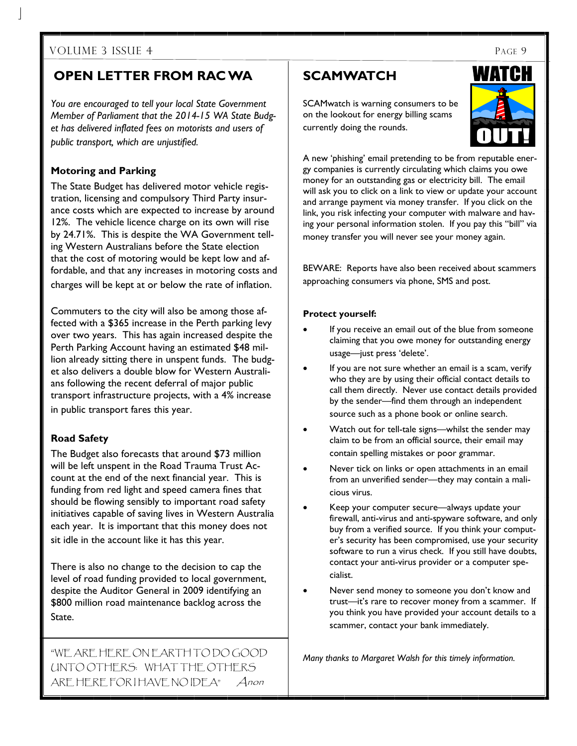## OPEN LETTER FROM RAC WA

*You are encouraged to tell your local State Government Member of Parliament that the 2014-15 WA State Budget has delivered inflated fees on motorists and users of public transport, which are unjustified.*

**Motoring and Parking**

The State Budget has delivered motor vehicle registration, licensing and compulsory Third Party insurance costs which are expected to increase by around 12%. The vehicle licence charge on its own will rise by 24.71%. This is despite the WA Government telling Western Australians before the State election that the cost of motoring would be kept low and affordable, and that any increases in motoring costs and charges will be kept at or below the rate of inflation.

Commuters to the city will also be among those affected with a $365 increase in the Perth parking levy over two years. This has again increased despite the Perth Parking Account having an estimated $48 million already sitting there in unspent funds. The budget also delivers a double blow for Western Australians following the recent deferral of major public transport infrastructure projects, with a 4% increase in public transport fares this year.

**Road Safety**

The Budget also forecasts that around $73 million will be left unspent in the Road Trauma Trust Account at the end of the next financial year. This is funding from red light and speed camera fines that should be flowing sensibly to important road safety initiatives capable of saving lives in Western Australia each year. It is important that this money does not sit idle in the account like it has this year.

There is also no change to the decision to cap the level of road funding provided to local government, despite the Auditor General in 2009 identifying an $800 million road maintenance backlog across the State.

"WE ARE HERE ON EARTH TO DO GOOD UNTO OTHERS. WHAT THE OTHERS ARE HERE FOR I HAVE NO IDEA" *Anon*

## SCAMWATCH

SCAMwatch is warning consumers to be on the lookout for energy billing scams currently doing the rounds.

A new 'phishing' email pretending to be from reputable energy companies is currently circulating which claims you owe money for an outstanding gas or electricity bill. The email will ask you to click on a link to view or update your account and arrange payment via money transfer. If you click on the link, you risk infecting your computer with malware and having your personal information stolen. If you pay this "bill" via money transfer you will never see your money again.

BEWARE: Reports have also been received about scammers approaching consumers via phone, SMS and post.

**Protect yourself:**

- If you receive an email out of the blue from someone claiming that you owe money for outstanding energy usage—just press 'delete'.
- If you are not sure whether an email is a scam, verify who they are by using their official contact details to call them directly. Never use contact details provided by the sender—find them through an independent source such as a phone book or online search.
- Watch out for tell-tale signs—whilst the sender may claim to be from an official source, their email may contain spelling mistakes or poor grammar.
- Never tick on links or open attachments in an email from an unverified sender—they may contain a malicious virus.
- Keep your computer secure—always update your firewall, anti-virus and anti-spyware software, and only buy from a verified source. If you think your computer's security has been compromised, use your security software to run a virus check. If you still have doubts, contact your anti-virus provider or a computer specialist.
- Never send money to someone you don't know and trust—it's rare to recover money from a scammer. If you think you have provided your account details to a scammer, contact your bank immediately.

*Many thanks to Margaret Walsh for this timely information.*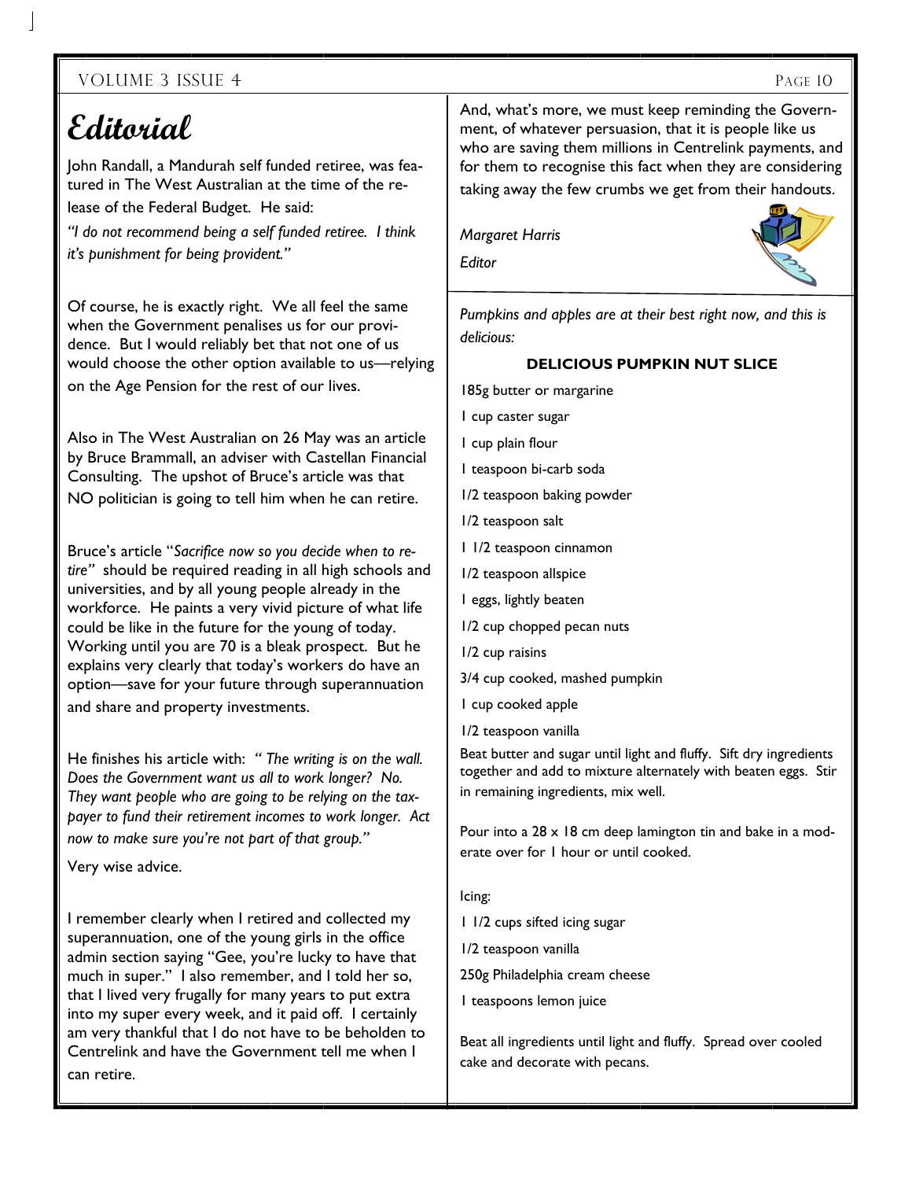# Editorial

John Randall, a Mandurah self funded retiree, was featured in The West Australian at the time of the release of the Federal Budget. He said:

*"I do not recommend being a self funded retiree. I think it's punishment for being provident."*

Of course, he is exactly right. We all feel the same when the Government penalises us for our providence. But I would reliably bet that not one of us would choose the other option available to us—relying on the Age Pension for the rest of our lives.

Also in The West Australian on 26 May was an article by Bruce Brammall, an adviser with Castellan Financial Consulting. The upshot of Bruce's article was that NO politician is going to tell him when he can retire.

Bruce's article "*Sacrifice now so you decide when to retire"* should be required reading in all high schools and universities, and by all young people already in the workforce. He paints a very vivid picture of what life could be like in the future for the young of today. Working until you are 70 is a bleak prospect. But he explains very clearly that today's workers do have an option—save for your future through superannuation and share and property investments.

He finishes his article with: *" The writing is on the wall. Does the Government want us all to work longer? No. They want people who are going to be relying on the taxpayer to fund their retirement incomes to work longer. Act now to make sure you're not part of that group."*

Very wise advice.

I remember clearly when I retired and collected my superannuation, one of the young girls in the office admin section saying "Gee, you're lucky to have that much in super." I also remember, and I told her so, that I lived very frugally for many years to put extra into my super every week, and it paid off. I certainly am very thankful that I do not have to be beholden to Centrelink and have the Government tell me when I can retire.

And, what's more, we must keep reminding the Government, of whatever persuasion, that it is people like us who are saving them millions in Centrelink payments, and for them to recognise this fact when they are considering taking away the few crumbs we get from their handouts.

*Margaret Harris*

*Editor*

*Pumpkins and apples are at their best right now, and this is delicious:*

**DELICIOUS PUMPKIN NUT SLICE**

185g butter or margarine

1 cup caster sugar

1 cup plain flour

1 teaspoon bi-carb soda

1/2 teaspoon baking powder

1/2 teaspoon salt

1 1/2 teaspoon cinnamon

1/2 teaspoon allspice

1 eggs, lightly beaten

1/2 cup chopped pecan nuts

1/2 cup raisins

3/4 cup cooked, mashed pumpkin

1 cup cooked apple

1/2 teaspoon vanilla

Beat butter and sugar until light and fluffy. Sift dry ingredients together and add to mixture alternately with beaten eggs. Stir in remaining ingredients, mix well.

Pour into a 28 x 18 cm deep lamington tin and bake in a moderate over for 1 hour or until cooked.

Icing:

1 1/2 cups sifted icing sugar

1/2 teaspoon vanilla

250g Philadelphia cream cheese

1 teaspoons lemon juice

Beat all ingredients until light and fluffy. Spread over cooled cake and decorate with pecans.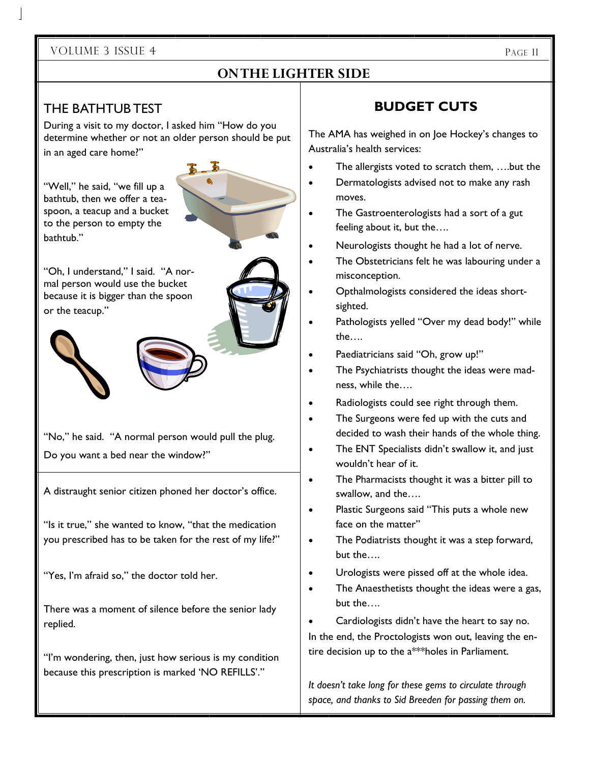## ON THE LIGHTER SIDE

### THE BATHTUB TEST

During a visit to my doctor, I asked him "How do you determine whether or not an older person should be put in an aged care home?"

"Well," he said, "we fill up a bathtub, then we offer a teaspoon, a teacup and a bucket to the person to empty the bathtub."

"Oh, I understand," I said. "A normal person would use the bucket because it is bigger than the spoon or the teacup."

"No," he said. "A normal person would pull the plug. Do you want a bed near the window?"

---

A distraught senior citizen phoned her doctor's office.

"Is it true," she wanted to know, "that the medication you prescribed has to be taken for the rest of my life?"

"Yes, I'm afraid so," the doctor told her.

There was a moment of silence before the senior lady replied.

"I'm wondering, then, just how serious is my condition because this prescription is marked 'NO REFILLS'."

### BUDGET CUTS

The AMA has weighed in on Joe Hockey's changes to Australia's health services:

- The allergists voted to scratch them, ….but the
- Dermatologists advised not to make any rash moves.
- The Gastroenterologists had a sort of a gut feeling about it, but the….
- Neurologists thought he had a lot of nerve.
- The Obstetricians felt he was labouring under a misconception.
- Opthalmologists considered the ideas short-sighted.
- Pathologists yelled "Over my dead body!" while the….
- Paediatricians said "Oh, grow up!"
- The Psychiatrists thought the ideas were madness, while the….
- Radiologists could see right through them.
- The Surgeons were fed up with the cuts and decided to wash their hands of the whole thing.
- The ENT Specialists didn't swallow it, and just wouldn't hear of it.
- The Pharmacists thought it was a bitter pill to swallow, and the….
- Plastic Surgeons said "This puts a whole new face on the matter"
- The Podiatrists thought it was a step forward, but the….
- Urologists were pissed off at the whole idea.
- The Anaesthetists thought the ideas were a gas, but the….
- Cardiologists didn't have the heart to say no.

In the end, the Proctologists won out, leaving the entire decision up to the a***holes in Parliament.

*It doesn't take long for these gems to circulate through space, and thanks to Sid Breeden for passing them on.*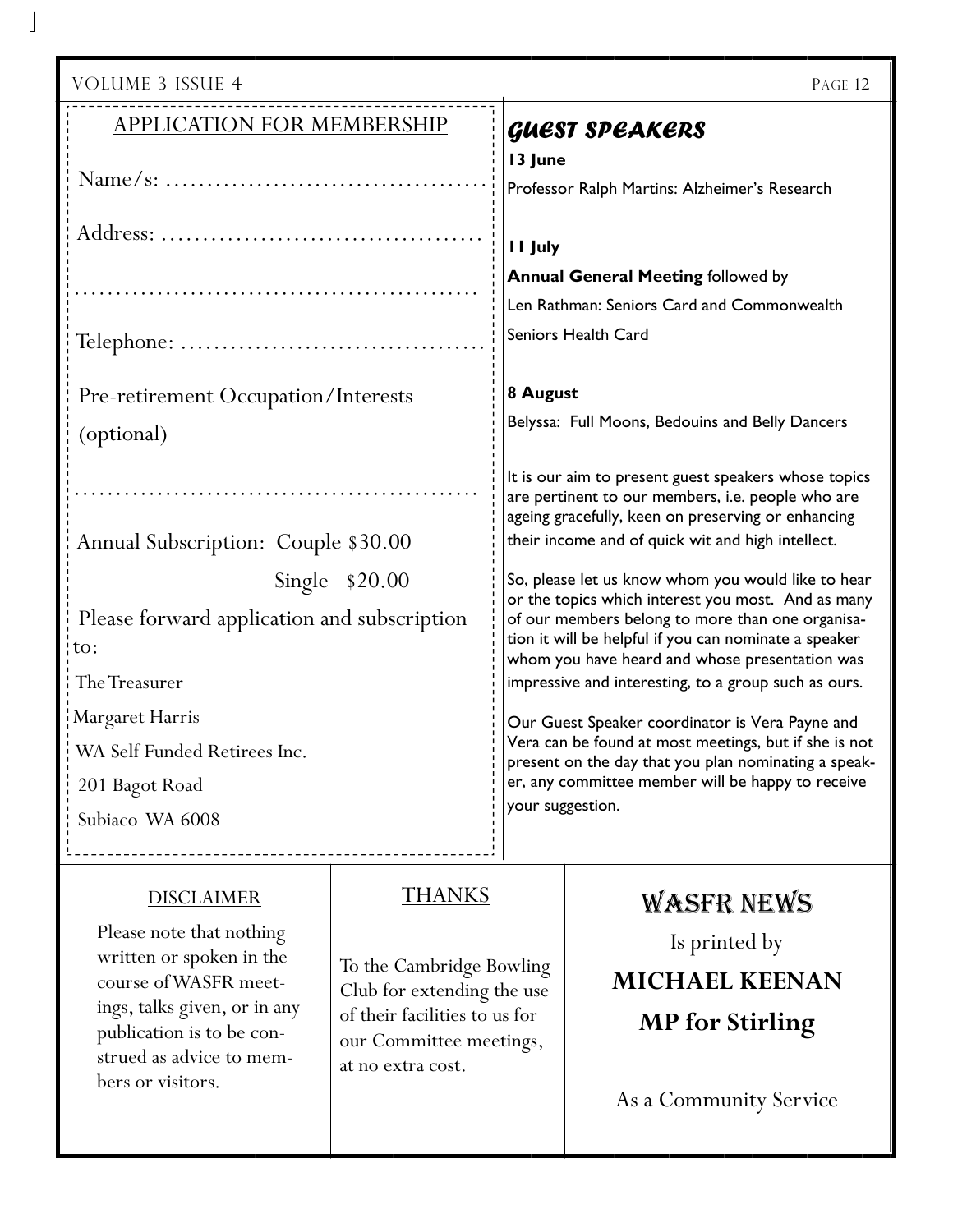## APPLICATION FOR MEMBERSHIP

Name/s: ......................................

Address: ......................................

................................................

Telephone: ....................................

Pre-retirement Occupation/Interests (optional)

................................................

Annual Subscription: Couple $30.00

Single $20.00

Please forward application and subscription to:

The Treasurer
Margaret Harris
WA Self Funded Retirees Inc.
201 Bagot Road
Subiaco WA 6008

## GUEST SPEAKERS

**13 June**

Professor Ralph Martins: Alzheimer's Research

**11 July**

**Annual General Meeting** followed by

Len Rathman: Seniors Card and Commonwealth Seniors Health Card

**8 August**

Belyssa: Full Moons, Bedouins and Belly Dancers

It is our aim to present guest speakers whose topics are pertinent to our members, i.e. people who are ageing gracefully, keen on preserving or enhancing their income and of quick wit and high intellect.

So, please let us know whom you would like to hear or the topics which interest you most. And as many of our members belong to more than one organisation it will be helpful if you can nominate a speaker whom you have heard and whose presentation was impressive and interesting, to a group such as ours.

Our Guest Speaker coordinator is Vera Payne and Vera can be found at most meetings, but if she is not present on the day that you plan nominating a speaker, any committee member will be happy to receive your suggestion.

### DISCLAIMER

Please note that nothing written or spoken in the course of WASFR meetings, talks given, or in any publication is to be construed as advice to members or visitors.

### THANKS

To the Cambridge Bowling Club for extending the use of their facilities to us for our Committee meetings, at no extra cost.

### WASFR NEWS

Is printed by

**MICHAEL KEENAN**

**MP for Stirling**

As a Community Service